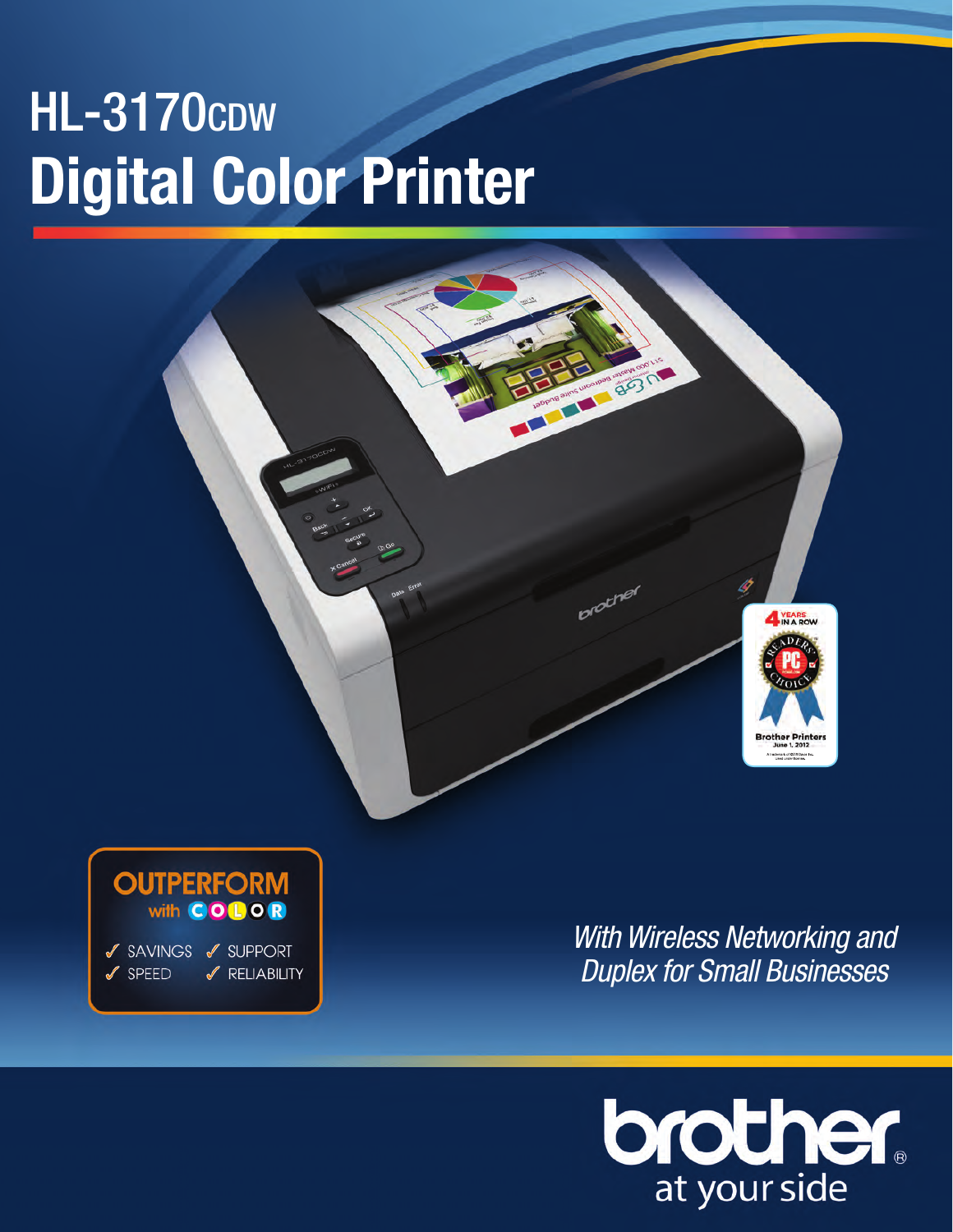# HL-3170CDW
# Digital Color Printer

**OUTPERFORM** with COLOR

- ✓ SAVINGS
- ✓ SUPPORT
- ✓ SPEED
- ✓ RELIABILITY

*With Wireless Networking and Duplex for Small Businesses*

4 YEARS IN A ROW
READERS' CHOICE
PC
Brother Printers
June 1, 2012

brother
at your side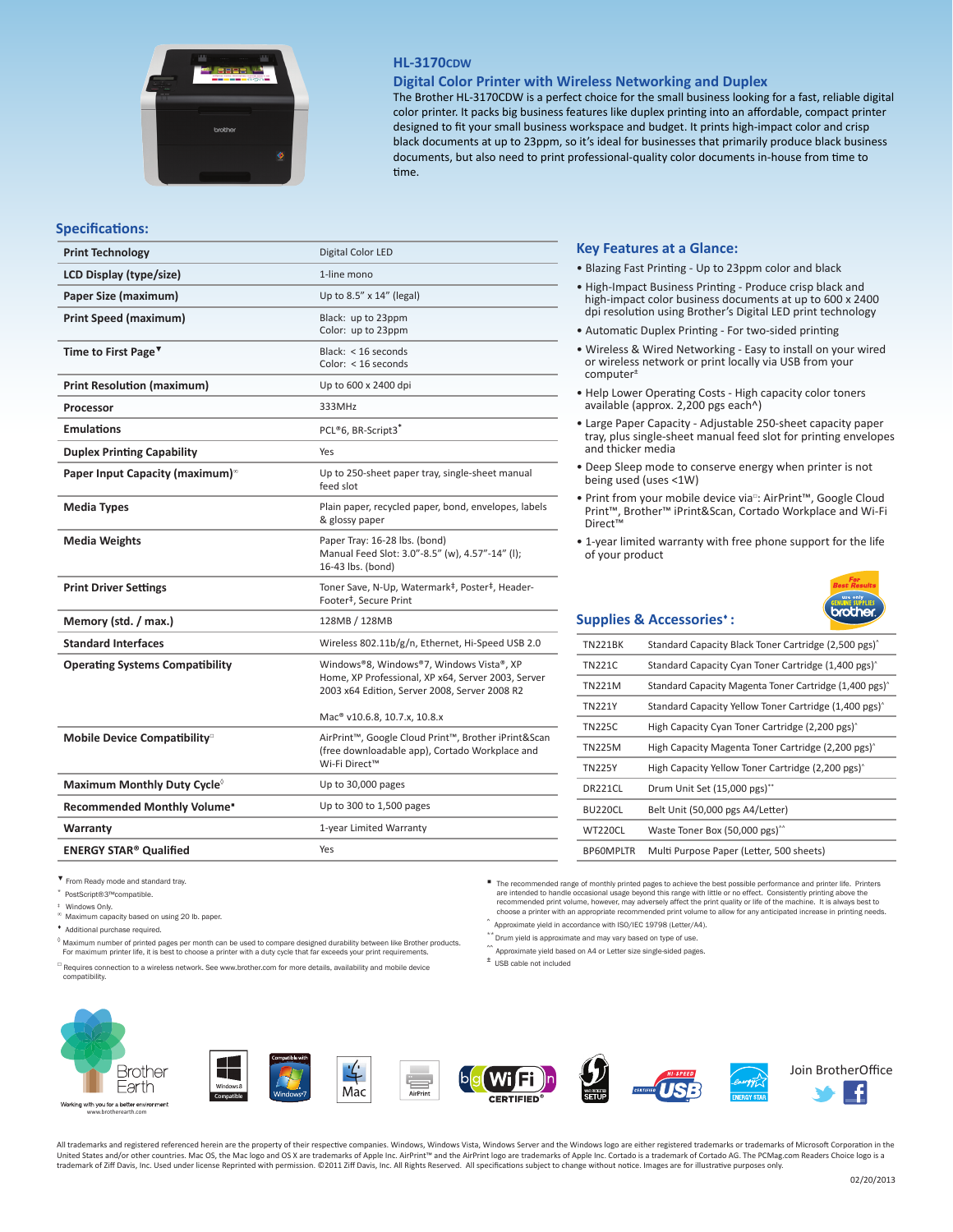## HL-3170CDW

### Digital Color Printer with Wireless Networking and Duplex

The Brother HL-3170CDW is a perfect choice for the small business looking for a fast, reliable digital color printer. It packs big business features like duplex printing into an affordable, compact printer designed to fit your small business workspace and budget. It prints high-impact color and crisp black documents at up to 23ppm, so it's ideal for businesses that primarily produce black business documents, but also need to print professional-quality color documents in-house from time to time.

### Specifications:

| | |
|---|---|
| **Print Technology** | Digital Color LED |
| **LCD Display (type/size)** | 1-line mono |
| **Paper Size (maximum)** | Up to 8.5" x 14" (legal) |
| **Print Speed (maximum)** | Black: up to 23ppm<br>Color: up to 23ppm |
| **Time to First Page▼** | Black: < 16 seconds<br>Color: < 16 seconds |
| **Print Resolution (maximum)** | Up to 600 x 2400 dpi |
| **Processor** | 333MHz |
| **Emulations** | PCL®6, BR-Script3* |
| **Duplex Printing Capability** | Yes |
| **Paper Input Capacity (maximum)**® | Up to 250-sheet paper tray, single-sheet manual feed slot |
| **Media Types** | Plain paper, recycled paper, bond, envelopes, labels & glossy paper |
| **Media Weights** | Paper Tray: 16-28 lbs. (bond)<br>Manual Feed Slot: 3.0"-8.5" (w), 4.57"-14" (l); 16-43 lbs. (bond) |
| **Print Driver Settings** | Toner Save, N-Up, Watermark‡, Poster‡, Header-Footer‡, Secure Print |
| **Memory (std. / max.)** | 128MB / 128MB |
| **Standard Interfaces** | Wireless 802.11b/g/n, Ethernet, Hi-Speed USB 2.0 |
| **Operating Systems Compatibility** | Windows®8, Windows®7, Windows Vista®, XP Home, XP Professional, XP x64, Server 2003, Server 2003 x64 Edition, Server 2008, Server 2008 R2<br><br>Mac® v10.6.8, 10.7.x, 10.8.x |
| **Mobile Device Compatibility**□ | AirPrint™, Google Cloud Print™, Brother iPrint&Scan (free downloadable app), Cortado Workplace and Wi-Fi Direct™ |
| **Maximum Monthly Duty Cycle**◊ | Up to 30,000 pages |
| **Recommended Monthly Volume**■ | Up to 300 to 1,500 pages |
| **Warranty** | 1-year Limited Warranty |
| **ENERGY STAR® Qualified** | Yes |

### Key Features at a Glance:

- Blazing Fast Printing - Up to 23ppm color and black
- High-Impact Business Printing - Produce crisp black and high-impact color business documents at up to 600 x 2400 dpi resolution using Brother's Digital LED print technology
- Automatic Duplex Printing - For two-sided printing
- Wireless & Wired Networking - Easy to install on your wired or wireless network or print locally via USB from your computer±
- Help Lower Operating Costs - High capacity color toners available (approx. 2,200 pgs each^)
- Large Paper Capacity - Adjustable 250-sheet capacity paper tray, plus single-sheet manual feed slot for printing envelopes and thicker media
- Deep Sleep mode to conserve energy when printer is not being used (uses <1W)
- Print from your mobile device via□: AirPrint™, Google Cloud Print™, Brother™ iPrint&Scan, Cortado Workplace and Wi-Fi Direct™
- 1-year limited warranty with free phone support for the life of your product

### Supplies & Accessories♦:

| | |
|---|---|
| TN221BK | Standard Capacity Black Toner Cartridge (2,500 pgs)^ |
| TN221C | Standard Capacity Cyan Toner Cartridge (1,400 pgs)^ |
| TN221M | Standard Capacity Magenta Toner Cartridge (1,400 pgs)^ |
| TN221Y | Standard Capacity Yellow Toner Cartridge (1,400 pgs)^ |
| TN225C | High Capacity Cyan Toner Cartridge (2,200 pgs)^ |
| TN225M | High Capacity Magenta Toner Cartridge (2,200 pgs)^ |
| TN225Y | High Capacity Yellow Toner Cartridge (2,200 pgs)^ |
| DR221CL | Drum Unit Set (15,000 pgs)** |
| BU220CL | Belt Unit (50,000 pgs A4/Letter) |
| WT220CL | Waste Toner Box (50,000 pgs)^^ |
| BP60MPLTR | Multi Purpose Paper (Letter, 500 sheets) |

▼ From Ready mode and standard tray.
* PostScript®3™compatible.
‡ Windows Only.
® Maximum capacity based on using 20 lb. paper.
♦ Additional purchase required.
◊ Maximum number of printed pages per month can be used to compare designed durability between like Brother products. For maximum printer life, it is best to choose a printer with a duty cycle that far exceeds your print requirements.
□ Requires connection to a wireless network. See www.brother.com for more details, availability and mobile device compatibility.

■ The recommended range of monthly printed pages to achieve the best possible performance and printer life. Printers are intended to handle occasional usage beyond this range with little or no effect. Consistently printing above the recommended print volume, however, may adversely affect the print quality or life of the machine. It is always best to choose a printer with an appropriate recommended print volume to allow for any anticipated increase in printing needs.
^ Approximate yield in accordance with ISO/IEC 19798 (Letter/A4).
** Drum yield is approximate and may vary based on type of use.
^^ Approximate yield based on A4 or Letter size single-sided pages.
± USB cable not included

Brother Earth — Working with you for a better environment — www.brotherearth.com

Join BrotherOffice

All trademarks and registered referenced herein are the property of their respective companies. Windows, Windows Vista, Windows Server and the Windows logo are either registered trademarks or trademarks of Microsoft Corporation in the United States and/or other countries. Mac OS, the Mac logo and OS X are trademarks of Apple Inc. AirPrint™ and the AirPrint logo are trademarks of Apple Inc. Cortado is a trademark of Cortado AG. The PCMag.com Readers Choice logo is a trademark of Ziff Davis, Inc. Used under license Reprinted with permission. ©2011 Ziff Davis, Inc. All Rights Reserved. All specifications subject to change without notice. Images are for illustrative purposes only.

02/20/2013